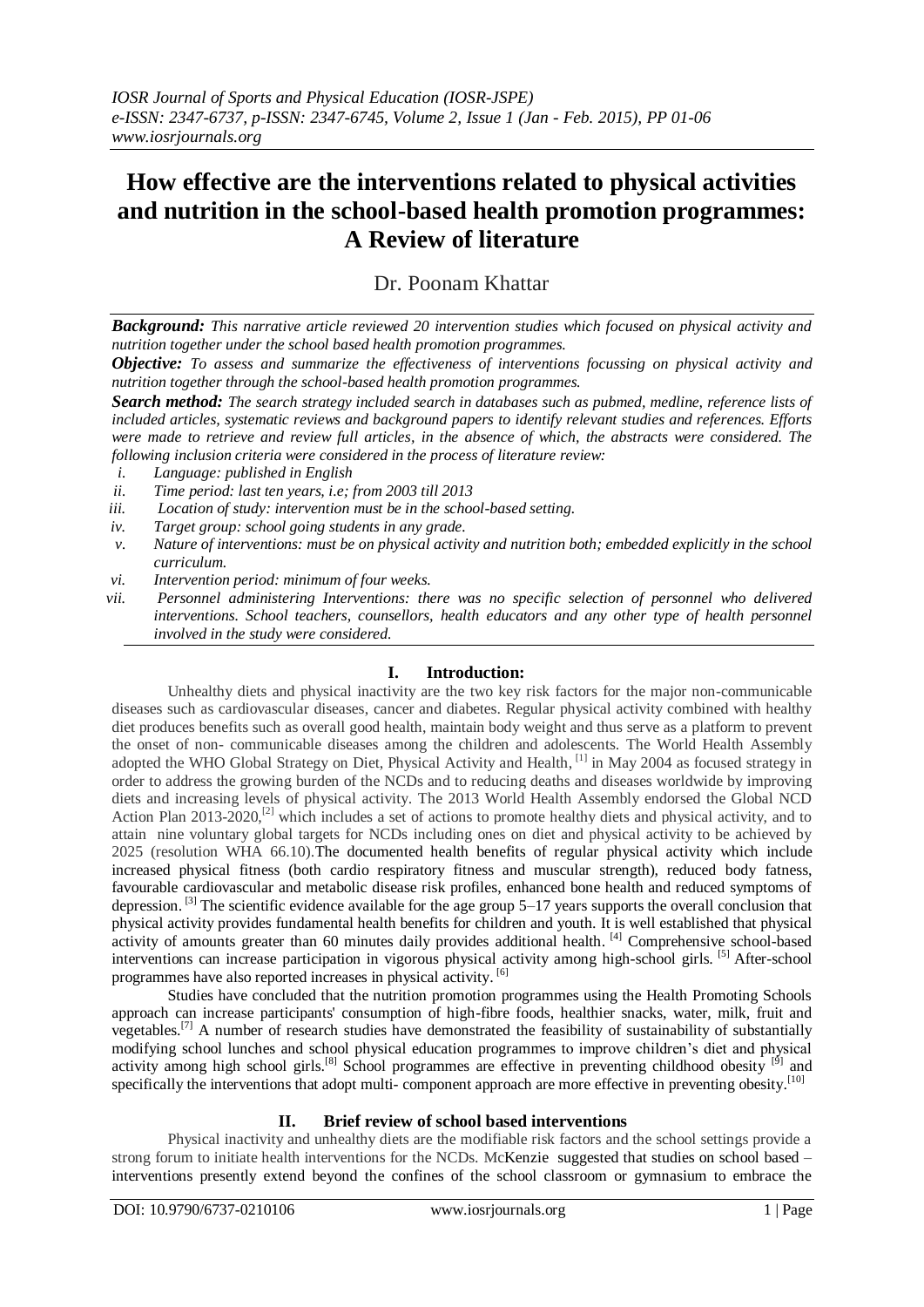# How effective are the interventions related to physical activities and nutrition in the school-based health promotion programmes: A Review of literature

Dr. Poonam Khattar

***Background:*** *This narrative article reviewed 20 intervention studies which focused on physical activity and nutrition together under the school based health promotion programmes.*

***Objective:*** *To assess and summarize the effectiveness of interventions focussing on physical activity and nutrition together through the school-based health promotion programmes.*

***Search method:*** *The search strategy included search in databases such as pubmed, medline, reference lists of included articles, systematic reviews and background papers to identify relevant studies and references. Efforts were made to retrieve and review full articles, in the absence of which, the abstracts were considered. The following inclusion criteria were considered in the process of literature review:*

- i. *Language: published in English*
- ii. *Time period: last ten years, i.e; from 2003 till 2013*
- iii. *Location of study: intervention must be in the school-based setting.*
- iv. *Target group: school going students in any grade.*
- v. *Nature of interventions: must be on physical activity and nutrition both; embedded explicitly in the school curriculum.*
- vi. *Intervention period: minimum of four weeks.*
- vii. *Personnel administering Interventions: there was no specific selection of personnel who delivered interventions. School teachers, counsellors, health educators and any other type of health personnel involved in the study were considered.*

## I. Introduction:

Unhealthy diets and physical inactivity are the two key risk factors for the major non-communicable diseases such as cardiovascular diseases, cancer and diabetes. Regular physical activity combined with healthy diet produces benefits such as overall good health, maintain body weight and thus serve as a platform to prevent the onset of non- communicable diseases among the children and adolescents. The World Health Assembly adopted the WHO Global Strategy on Diet, Physical Activity and Health, [1] in May 2004 as focused strategy in order to address the growing burden of the NCDs and to reducing deaths and diseases worldwide by improving diets and increasing levels of physical activity. The 2013 World Health Assembly endorsed the Global NCD Action Plan 2013-2020,[2] which includes a set of actions to promote healthy diets and physical activity, and to attain nine voluntary global targets for NCDs including ones on diet and physical activity to be achieved by 2025 (resolution WHA 66.10).The documented health benefits of regular physical activity which include increased physical fitness (both cardio respiratory fitness and muscular strength), reduced body fatness, favourable cardiovascular and metabolic disease risk profiles, enhanced bone health and reduced symptoms of depression. [3] The scientific evidence available for the age group 5–17 years supports the overall conclusion that physical activity provides fundamental health benefits for children and youth. It is well established that physical activity of amounts greater than 60 minutes daily provides additional health. [4] Comprehensive school-based interventions can increase participation in vigorous physical activity among high-school girls. [5] After-school programmes have also reported increases in physical activity. [6]

Studies have concluded that the nutrition promotion programmes using the Health Promoting Schools approach can increase participants' consumption of high-fibre foods, healthier snacks, water, milk, fruit and vegetables.[7] A number of research studies have demonstrated the feasibility of sustainability of substantially modifying school lunches and school physical education programmes to improve children's diet and physical activity among high school girls.[8] School programmes are effective in preventing childhood obesity [9] and specifically the interventions that adopt multi- component approach are more effective in preventing obesity.[10]

## II. Brief review of school based interventions

Physical inactivity and unhealthy diets are the modifiable risk factors and the school settings provide a strong forum to initiate health interventions for the NCDs. McKenzie suggested that studies on school based – interventions presently extend beyond the confines of the school classroom or gymnasium to embrace the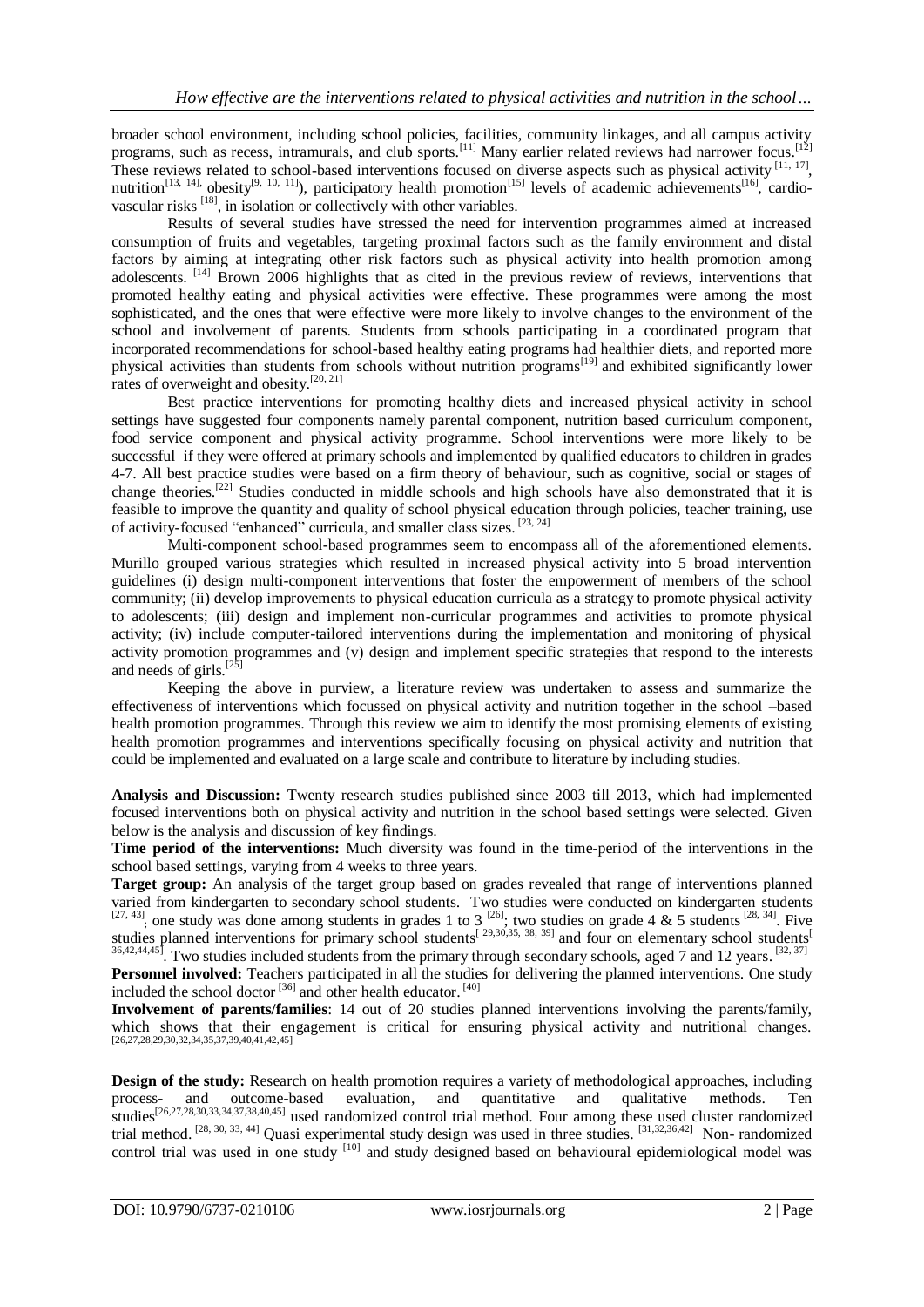broader school environment, including school policies, facilities, community linkages, and all campus activity programs, such as recess, intramurals, and club sports.[11] Many earlier related reviews had narrower focus.[12] These reviews related to school-based interventions focused on diverse aspects such as physical activity [11, 17], nutrition[13, 14], obesity[9, 10, 11]), participatory health promotion[15] levels of academic achievements[16], cardio-vascular risks [18], in isolation or collectively with other variables.

Results of several studies have stressed the need for intervention programmes aimed at increased consumption of fruits and vegetables, targeting proximal factors such as the family environment and distal factors by aiming at integrating other risk factors such as physical activity into health promotion among adolescents. [14] Brown 2006 highlights that as cited in the previous review of reviews, interventions that promoted healthy eating and physical activities were effective. These programmes were among the most sophisticated, and the ones that were effective were more likely to involve changes to the environment of the school and involvement of parents. Students from schools participating in a coordinated program that incorporated recommendations for school-based healthy eating programs had healthier diets, and reported more physical activities than students from schools without nutrition programs[19] and exhibited significantly lower rates of overweight and obesity.[20, 21]

Best practice interventions for promoting healthy diets and increased physical activity in school settings have suggested four components namely parental component, nutrition based curriculum component, food service component and physical activity programme. School interventions were more likely to be successful if they were offered at primary schools and implemented by qualified educators to children in grades 4-7. All best practice studies were based on a firm theory of behaviour, such as cognitive, social or stages of change theories.[22] Studies conducted in middle schools and high schools have also demonstrated that it is feasible to improve the quantity and quality of school physical education through policies, teacher training, use of activity-focused "enhanced" curricula, and smaller class sizes. [23, 24]

Multi-component school-based programmes seem to encompass all of the aforementioned elements. Murillo grouped various strategies which resulted in increased physical activity into 5 broad intervention guidelines (i) design multi-component interventions that foster the empowerment of members of the school community; (ii) develop improvements to physical education curricula as a strategy to promote physical activity to adolescents; (iii) design and implement non-curricular programmes and activities to promote physical activity; (iv) include computer-tailored interventions during the implementation and monitoring of physical activity promotion programmes and (v) design and implement specific strategies that respond to the interests and needs of girls.[25]

Keeping the above in purview, a literature review was undertaken to assess and summarize the effectiveness of interventions which focussed on physical activity and nutrition together in the school –based health promotion programmes. Through this review we aim to identify the most promising elements of existing health promotion programmes and interventions specifically focusing on physical activity and nutrition that could be implemented and evaluated on a large scale and contribute to literature by including studies.

**Analysis and Discussion:** Twenty research studies published since 2003 till 2013, which had implemented focused interventions both on physical activity and nutrition in the school based settings were selected. Given below is the analysis and discussion of key findings.

**Time period of the interventions:** Much diversity was found in the time-period of the interventions in the school based settings, varying from 4 weeks to three years.

**Target group:** An analysis of the target group based on grades revealed that range of interventions planned varied from kindergarten to secondary school students. Two studies were conducted on kindergarten students [27, 43]; one study was done among students in grades 1 to 3 [26]; two studies on grade 4 & 5 students [28, 34]. Five studies planned interventions for primary school students[29,30,35, 38, 39] and four on elementary school students[36,42,44,45]. Two studies included students from the primary through secondary schools, aged 7 and 12 years. [32, 37]

**Personnel involved:** Teachers participated in all the studies for delivering the planned interventions. One study included the school doctor [36] and other health educator. [40]

**Involvement of parents/families**: 14 out of 20 studies planned interventions involving the parents/family, which shows that their engagement is critical for ensuring physical activity and nutritional changes. [26,27,28,29,30,32,34,35,37,39,40,41,42,45]

**Design of the study:** Research on health promotion requires a variety of methodological approaches, including process- and outcome-based evaluation, and quantitative and qualitative methods. Ten studies[26,27,28,30,33,34,37,38,40,45] used randomized control trial method. Four among these used cluster randomized trial method. [28, 30, 33, 44] Quasi experimental study design was used in three studies. [31,32,36,42] Non- randomized control trial was used in one study [10] and study designed based on behavioural epidemiological model was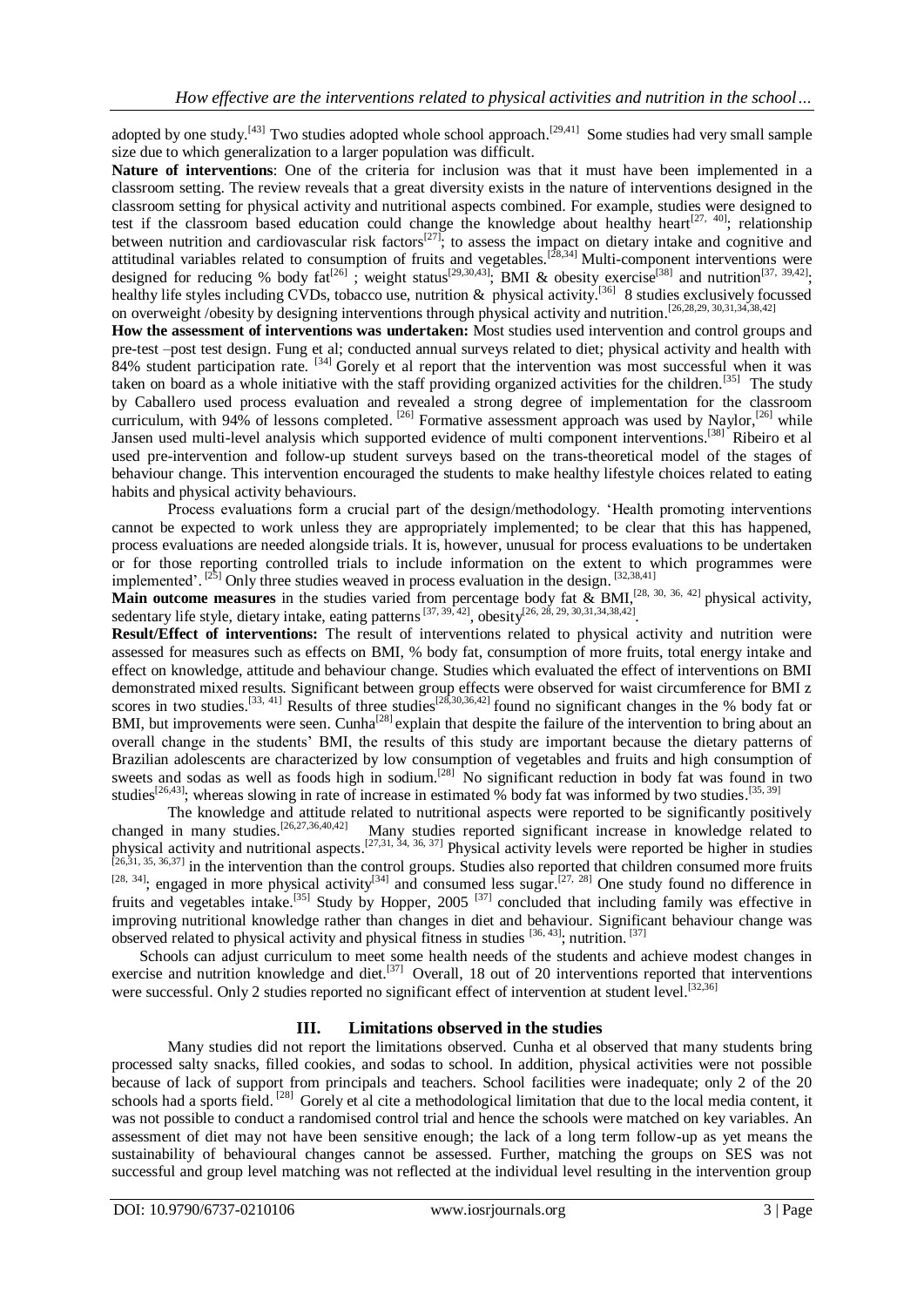adopted by one study.[43] Two studies adopted whole school approach.[29,41] Some studies had very small sample size due to which generalization to a larger population was difficult.

**Nature of interventions**: One of the criteria for inclusion was that it must have been implemented in a classroom setting. The review reveals that a great diversity exists in the nature of interventions designed in the classroom setting for physical activity and nutritional aspects combined. For example, studies were designed to test if the classroom based education could change the knowledge about healthy heart[27, 40]; relationship between nutrition and cardiovascular risk factors[27]; to assess the impact on dietary intake and cognitive and attitudinal variables related to consumption of fruits and vegetables.[28,34] Multi-component interventions were designed for reducing % body fat[26] ; weight status[29,30,43]; BMI & obesity exercise[38] and nutrition[37, 39,42]; healthy life styles including CVDs, tobacco use, nutrition & physical activity.[36] 8 studies exclusively focussed on overweight /obesity by designing interventions through physical activity and nutrition.[26,28,29, 30,31,34,38,42]

**How the assessment of interventions was undertaken:** Most studies used intervention and control groups and pre-test –post test design. Fung et al; conducted annual surveys related to diet; physical activity and health with 84% student participation rate. [34] Gorely et al report that the intervention was most successful when it was taken on board as a whole initiative with the staff providing organized activities for the children.[35] The study by Caballero used process evaluation and revealed a strong degree of implementation for the classroom curriculum, with 94% of lessons completed. [26] Formative assessment approach was used by Naylor,[26] while Jansen used multi-level analysis which supported evidence of multi component interventions.[38] Ribeiro et al used pre-intervention and follow-up student surveys based on the trans-theoretical model of the stages of behaviour change. This intervention encouraged the students to make healthy lifestyle choices related to eating habits and physical activity behaviours.

Process evaluations form a crucial part of the design/methodology. 'Health promoting interventions cannot be expected to work unless they are appropriately implemented; to be clear that this has happened, process evaluations are needed alongside trials. It is, however, unusual for process evaluations to be undertaken or for those reporting controlled trials to include information on the extent to which programmes were implemented'. [25] Only three studies weaved in process evaluation in the design. [32,38,41]

**Main outcome measures** in the studies varied from percentage body fat & BMI,[28, 30, 36, 42] physical activity, sedentary life style, dietary intake, eating patterns [37, 39, 42], obesity[26, 28, 29, 30,31,34,38,42].

**Result/Effect of interventions:** The result of interventions related to physical activity and nutrition were assessed for measures such as effects on BMI, % body fat, consumption of more fruits, total energy intake and effect on knowledge, attitude and behaviour change. Studies which evaluated the effect of interventions on BMI demonstrated mixed results. Significant between group effects were observed for waist circumference for BMI z scores in two studies.[33, 41] Results of three studies[28,30,36,42] found no significant changes in the % body fat or BMI, but improvements were seen. Cunha[28] explain that despite the failure of the intervention to bring about an overall change in the students' BMI, the results of this study are important because the dietary patterns of Brazilian adolescents are characterized by low consumption of vegetables and fruits and high consumption of sweets and sodas as well as foods high in sodium.[28] No significant reduction in body fat was found in two studies[26,43]; whereas slowing in rate of increase in estimated % body fat was informed by two studies.[35, 39]

The knowledge and attitude related to nutritional aspects were reported to be significantly positively changed in many studies.[26,27,36,40,42] Many studies reported significant increase in knowledge related to physical activity and nutritional aspects.[27,31, 34, 36, 37] Physical activity levels were reported be higher in studies [26,31, 35, 36,37] in the intervention than the control groups. Studies also reported that children consumed more fruits [28, 34]; engaged in more physical activity[34] and consumed less sugar.[27, 28] One study found no difference in fruits and vegetables intake.[35] Study by Hopper, 2005 [37] concluded that including family was effective in improving nutritional knowledge rather than changes in diet and behaviour. Significant behaviour change was observed related to physical activity and physical fitness in studies [36, 43]; nutrition. [37]

Schools can adjust curriculum to meet some health needs of the students and achieve modest changes in exercise and nutrition knowledge and diet.[37] Overall, 18 out of 20 interventions reported that interventions were successful. Only 2 studies reported no significant effect of intervention at student level.[32,36]

## III. Limitations observed in the studies

Many studies did not report the limitations observed. Cunha et al observed that many students bring processed salty snacks, filled cookies, and sodas to school. In addition, physical activities were not possible because of lack of support from principals and teachers. School facilities were inadequate; only 2 of the 20 schools had a sports field. [28] Gorely et al cite a methodological limitation that due to the local media content, it was not possible to conduct a randomised control trial and hence the schools were matched on key variables. An assessment of diet may not have been sensitive enough; the lack of a long term follow-up as yet means the sustainability of behavioural changes cannot be assessed. Further, matching the groups on SES was not successful and group level matching was not reflected at the individual level resulting in the intervention group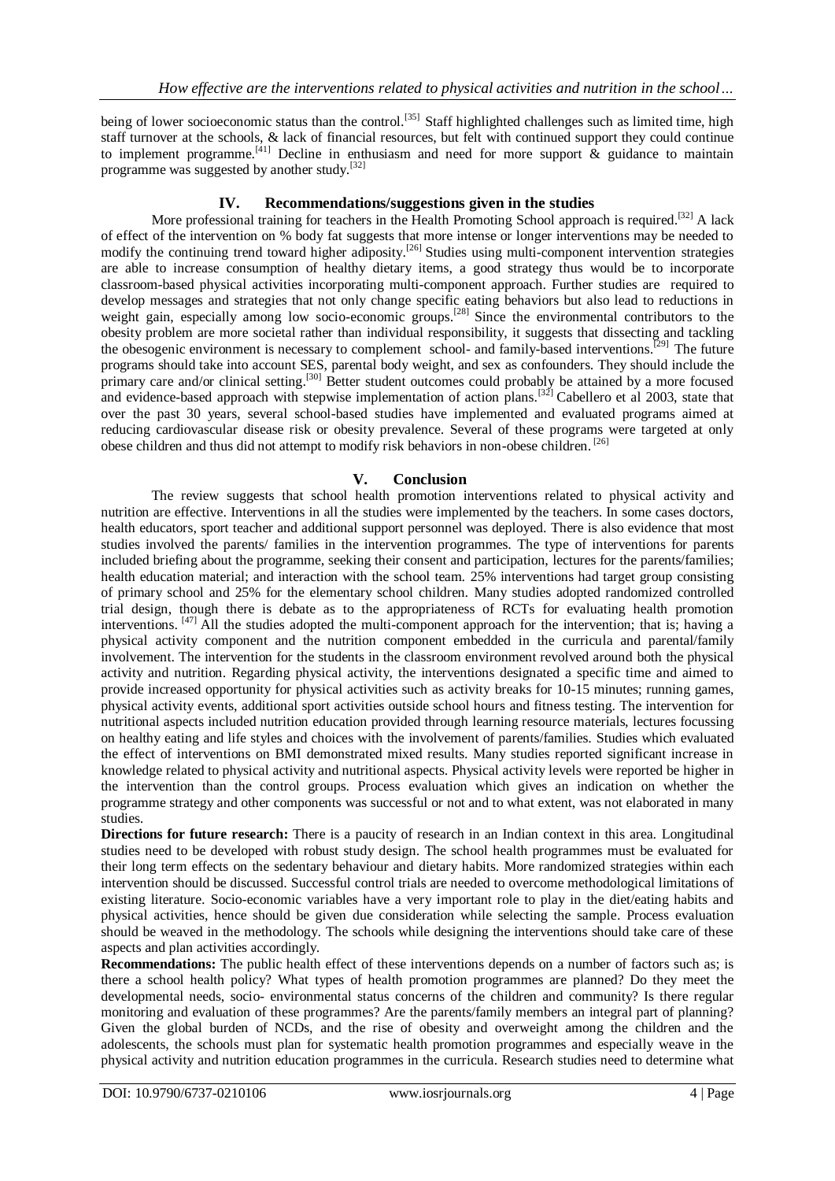being of lower socioeconomic status than the control.[35] Staff highlighted challenges such as limited time, high staff turnover at the schools, & lack of financial resources, but felt with continued support they could continue to implement programme.[41] Decline in enthusiasm and need for more support & guidance to maintain programme was suggested by another study.[32]

## IV. Recommendations/suggestions given in the studies

More professional training for teachers in the Health Promoting School approach is required.[32] A lack of effect of the intervention on % body fat suggests that more intense or longer interventions may be needed to modify the continuing trend toward higher adiposity.[26] Studies using multi-component intervention strategies are able to increase consumption of healthy dietary items, a good strategy thus would be to incorporate classroom-based physical activities incorporating multi-component approach. Further studies are required to develop messages and strategies that not only change specific eating behaviors but also lead to reductions in weight gain, especially among low socio-economic groups.[28] Since the environmental contributors to the obesity problem are more societal rather than individual responsibility, it suggests that dissecting and tackling the obesogenic environment is necessary to complement school- and family-based interventions.[29] The future programs should take into account SES, parental body weight, and sex as confounders. They should include the primary care and/or clinical setting.[30] Better student outcomes could probably be attained by a more focused and evidence-based approach with stepwise implementation of action plans.[32] Cabellero et al 2003, state that over the past 30 years, several school-based studies have implemented and evaluated programs aimed at reducing cardiovascular disease risk or obesity prevalence. Several of these programs were targeted at only obese children and thus did not attempt to modify risk behaviors in non-obese children.[26]

## V. Conclusion

The review suggests that school health promotion interventions related to physical activity and nutrition are effective. Interventions in all the studies were implemented by the teachers. In some cases doctors, health educators, sport teacher and additional support personnel was deployed. There is also evidence that most studies involved the parents/ families in the intervention programmes. The type of interventions for parents included briefing about the programme, seeking their consent and participation, lectures for the parents/families; health education material; and interaction with the school team. 25% interventions had target group consisting of primary school and 25% for the elementary school children. Many studies adopted randomized controlled trial design, though there is debate as to the appropriateness of RCTs for evaluating health promotion interventions. [47] All the studies adopted the multi-component approach for the intervention; that is; having a physical activity component and the nutrition component embedded in the curricula and parental/family involvement. The intervention for the students in the classroom environment revolved around both the physical activity and nutrition. Regarding physical activity, the interventions designated a specific time and aimed to provide increased opportunity for physical activities such as activity breaks for 10-15 minutes; running games, physical activity events, additional sport activities outside school hours and fitness testing. The intervention for nutritional aspects included nutrition education provided through learning resource materials, lectures focussing on healthy eating and life styles and choices with the involvement of parents/families. Studies which evaluated the effect of interventions on BMI demonstrated mixed results. Many studies reported significant increase in knowledge related to physical activity and nutritional aspects. Physical activity levels were reported be higher in the intervention than the control groups. Process evaluation which gives an indication on whether the programme strategy and other components was successful or not and to what extent, was not elaborated in many studies.

**Directions for future research:** There is a paucity of research in an Indian context in this area. Longitudinal studies need to be developed with robust study design. The school health programmes must be evaluated for their long term effects on the sedentary behaviour and dietary habits. More randomized strategies within each intervention should be discussed. Successful control trials are needed to overcome methodological limitations of existing literature. Socio-economic variables have a very important role to play in the diet/eating habits and physical activities, hence should be given due consideration while selecting the sample. Process evaluation should be weaved in the methodology. The schools while designing the interventions should take care of these aspects and plan activities accordingly.

**Recommendations:** The public health effect of these interventions depends on a number of factors such as; is there a school health policy? What types of health promotion programmes are planned? Do they meet the developmental needs, socio- environmental status concerns of the children and community? Is there regular monitoring and evaluation of these programmes? Are the parents/family members an integral part of planning? Given the global burden of NCDs, and the rise of obesity and overweight among the children and the adolescents, the schools must plan for systematic health promotion programmes and especially weave in the physical activity and nutrition education programmes in the curricula. Research studies need to determine what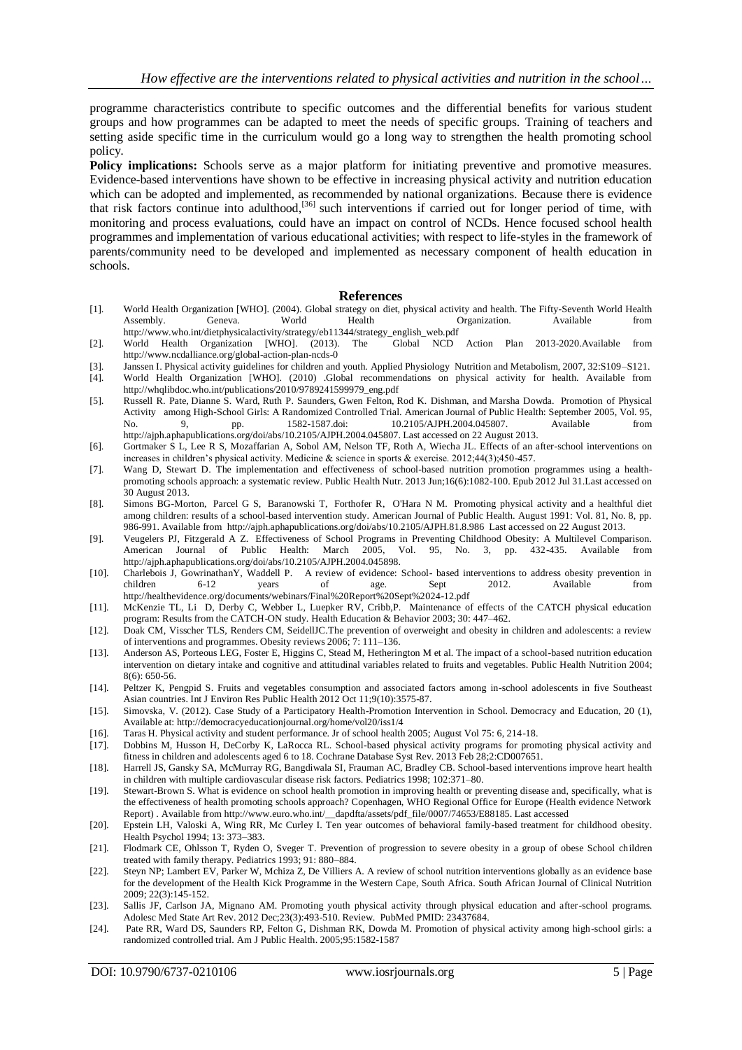programme characteristics contribute to specific outcomes and the differential benefits for various student groups and how programmes can be adapted to meet the needs of specific groups. Training of teachers and setting aside specific time in the curriculum would go a long way to strengthen the health promoting school policy.

**Policy implications:** Schools serve as a major platform for initiating preventive and promotive measures. Evidence-based interventions have shown to be effective in increasing physical activity and nutrition education which can be adopted and implemented, as recommended by national organizations. Because there is evidence that risk factors continue into adulthood,[36] such interventions if carried out for longer period of time, with monitoring and process evaluations, could have an impact on control of NCDs. Hence focused school health programmes and implementation of various educational activities; with respect to life-styles in the framework of parents/community need to be developed and implemented as necessary component of health education in schools.

## References

[1]. World Health Organization [WHO]. (2004). Global strategy on diet, physical activity and health. The Fifty-Seventh World Health Assembly. Geneva. World Health Organization. Available from http://www.who.int/dietphysicalactivity/strategy/eb11344/strategy_english_web.pdf

[2]. World Health Organization [WHO]. (2013). The Global NCD Action Plan 2013-2020.Available from http://www.ncdalliance.org/global-action-plan-ncds-0

[3]. Janssen I. Physical activity guidelines for children and youth. Applied Physiology Nutrition and Metabolism, 2007, 32:S109–S121.

[4]. World Health Organization [WHO]. (2010) .Global recommendations on physical activity for health. Available from http://whqlibdoc.who.int/publications/2010/9789241599979_eng.pdf

[5]. Russell R. Pate, Dianne S. Ward, Ruth P. Saunders, Gwen Felton, Rod K. Dishman, and Marsha Dowda. Promotion of Physical Activity among High-School Girls: A Randomized Controlled Trial. American Journal of Public Health: September 2005, Vol. 95, No. 9, pp. 1582-1587.doi: 10.2105/AJPH.2004.045807. Available from http://ajph.aphapublications.org/doi/abs/10.2105/AJPH.2004.045807. Last accessed on 22 August 2013.

[6]. Gortmaker S L, Lee R S, Mozaffarian A, Sobol AM, Nelson TF, Roth A, Wiecha JL. Effects of an after-school interventions on increases in children's physical activity. Medicine & science in sports & exercise. 2012;44(3);450-457.

[7]. Wang D, Stewart D. The implementation and effectiveness of school-based nutrition promotion programmes using a health-promoting schools approach: a systematic review. Public Health Nutr. 2013 Jun;16(6):1082-100. Epub 2012 Jul 31.Last accessed on 30 August 2013.

[8]. Simons BG-Morton, Parcel G S, Baranowski T, Forthofer R, O'Hara N M. Promoting physical activity and a healthful diet among children: results of a school-based intervention study. American Journal of Public Health. August 1991: Vol. 81, No. 8, pp. 986-991. Available from http://ajph.aphapublications.org/doi/abs/10.2105/AJPH.81.8.986 Last accessed on 22 August 2013.

[9]. Veugelers PJ, Fitzgerald A Z. Effectiveness of School Programs in Preventing Childhood Obesity: A Multilevel Comparison. American Journal of Public Health: March 2005, Vol. 95, No. 3, pp. 432-435. Available from http://ajph.aphapublications.org/doi/abs/10.2105/AJPH.2004.045898.

[10]. Charlebois J, GowrinathanY, Waddell P. A review of evidence: School- based interventions to address obesity prevention in children 6-12 years of age. Sept 2012. Available from http://healthevidence.org/documents/webinars/Final%20Report%20Sept%2024-12.pdf

[11]. McKenzie TL, Li D, Derby C, Webber L, Luepker RV, Cribb,P. Maintenance of effects of the CATCH physical education program: Results from the CATCH-ON study. Health Education & Behavior 2003; 30: 447–462.

[12]. Doak CM, Visscher TLS, Renders CM, SeidellJC.The prevention of overweight and obesity in children and adolescents: a review of interventions and programmes. Obesity reviews 2006; 7: 111–136.

[13]. Anderson AS, Porteous LEG, Foster E, Higgins C, Stead M, Hetherington M et al. The impact of a school-based nutrition education intervention on dietary intake and cognitive and attitudinal variables related to fruits and vegetables. Public Health Nutrition 2004; 8(6): 650-56.

[14]. Peltzer K, Pengpid S. Fruits and vegetables consumption and associated factors among in-school adolescents in five Southeast Asian countries. Int J Environ Res Public Health 2012 Oct 11;9(10):3575-87.

[15]. Simovska, V. (2012). Case Study of a Participatory Health-Promotion Intervention in School. Democracy and Education, 20 (1), Available at: http://democracyeducationjournal.org/home/vol20/iss1/4

[16]. Taras H. Physical activity and student performance. Jr of school health 2005; August Vol 75: 6, 214-18.

[17]. Dobbins M, Husson H, DeCorby K, LaRocca RL. School-based physical activity programs for promoting physical activity and fitness in children and adolescents aged 6 to 18. Cochrane Database Syst Rev. 2013 Feb 28;2:CD007651.

[18]. Harrell JS, Gansky SA, McMurray RG, Bangdiwala SI, Frauman AC, Bradley CB. School-based interventions improve heart health in children with multiple cardiovascular disease risk factors. Pediatrics 1998; 102:371–80.

[19]. Stewart-Brown S. What is evidence on school health promotion in improving health or preventing disease and, specifically, what is the effectiveness of health promoting schools approach? Copenhagen, WHO Regional Office for Europe (Health evidence Network Report) . Available from http://www.euro.who.int/__dapdfta/assets/pdf_file/0007/74653/E88185. Last accessed

[20]. Epstein LH, Valoski A, Wing RR, Mc Curley I. Ten year outcomes of behavioral family-based treatment for childhood obesity. Health Psychol 1994; 13: 373–383.

[21]. Flodmark CE, Ohlsson T, Ryden O, Sveger T. Prevention of progression to severe obesity in a group of obese School children treated with family therapy. Pediatrics 1993; 91: 880–884.

[22]. Steyn NP; Lambert EV, Parker W, Mchiza Z, De Villiers A. A review of school nutrition interventions globally as an evidence base for the development of the Health Kick Programme in the Western Cape, South Africa. South African Journal of Clinical Nutrition 2009; 22(3):145-152.

[23]. Sallis JF, Carlson JA, Mignano AM. Promoting youth physical activity through physical education and after-school programs. Adolesc Med State Art Rev. 2012 Dec;23(3):493-510. Review. PubMed PMID: 23437684.

[24]. Pate RR, Ward DS, Saunders RP, Felton G, Dishman RK, Dowda M. Promotion of physical activity among high-school girls: a randomized controlled trial. Am J Public Health. 2005;95:1582-1587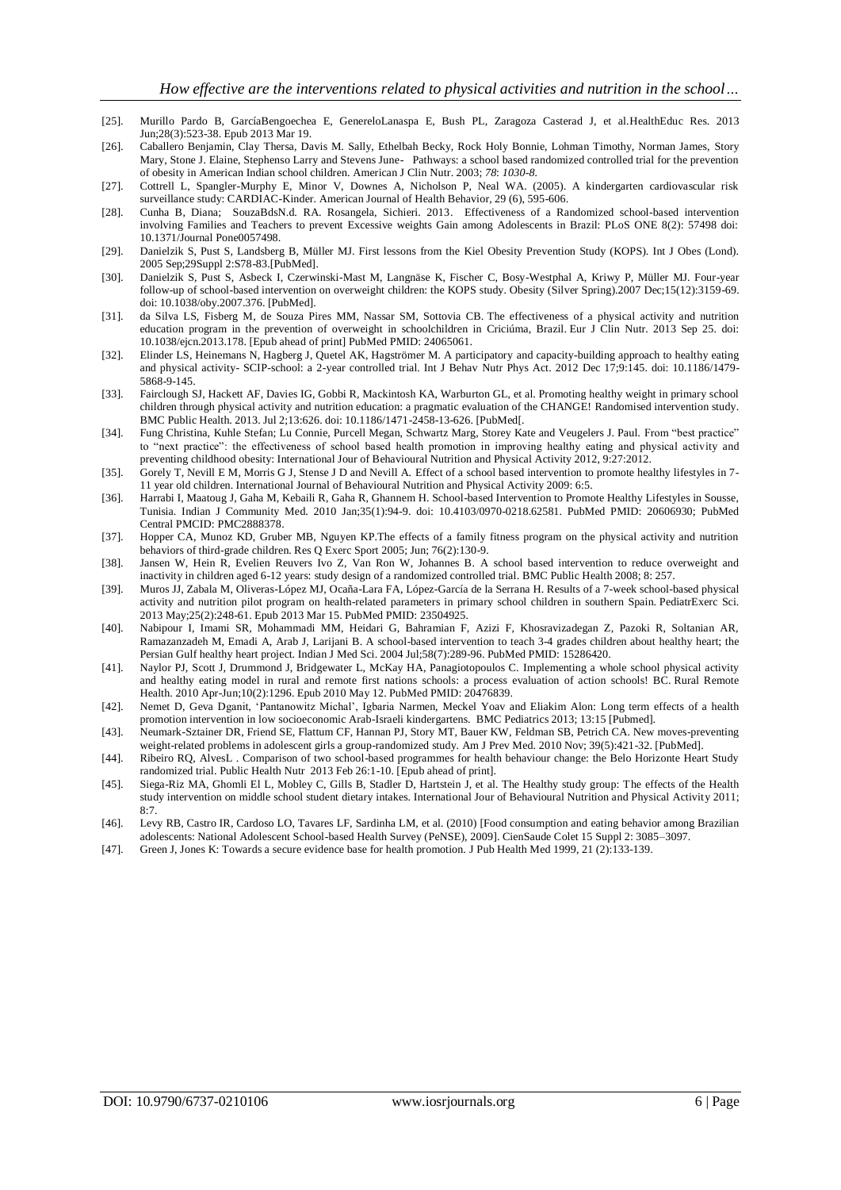[25]. Murillo Pardo B, GarcíaBengoechea E, GenereloLanaspa E, Bush PL, Zaragoza Casterad J, et al.HealthEduc Res. 2013 Jun;28(3):523-38. Epub 2013 Mar 19.

[26]. Caballero Benjamin, Clay Thersa, Davis M. Sally, Ethelbah Becky, Rock Holy Bonnie, Lohman Timothy, Norman James, Story Mary, Stone J. Elaine, Stephenso Larry and Stevens June- Pathways: a school based randomized controlled trial for the prevention of obesity in American Indian school children. American J Clin Nutr. 2003; *78*: *1030-8*.

[27]. Cottrell L, Spangler-Murphy E, Minor V, Downes A, Nicholson P, Neal WA. (2005). A kindergarten cardiovascular risk surveillance study: CARDIAC-Kinder. American Journal of Health Behavior, 29 (6), 595-606.

[28]. Cunha B, Diana; SouzaBdsN.d. RA. Rosangela, Sichieri. 2013. Effectiveness of a Randomized school-based intervention involving Families and Teachers to prevent Excessive weights Gain among Adolescents in Brazil: PLoS ONE 8(2): 57498 doi: 10.1371/Journal Pone0057498.

[29]. Danielzik S, Pust S, Landsberg B, Müller MJ. First lessons from the Kiel Obesity Prevention Study (KOPS). Int J Obes (Lond). 2005 Sep;29Suppl 2:S78-83.[PubMed].

[30]. Danielzik S, Pust S, Asbeck I, Czerwinski-Mast M, Langnäse K, Fischer C, Bosy-Westphal A, Kriwy P, Müller MJ. Four-year follow-up of school-based intervention on overweight children: the KOPS study. Obesity (Silver Spring).2007 Dec;15(12):3159-69. doi: 10.1038/oby.2007.376. [PubMed].

[31]. da Silva LS, Fisberg M, de Souza Pires MM, Nassar SM, Sottovia CB. The effectiveness of a physical activity and nutrition education program in the prevention of overweight in schoolchildren in Criciúma, Brazil. Eur J Clin Nutr. 2013 Sep 25. doi: 10.1038/ejcn.2013.178. [Epub ahead of print] PubMed PMID: 24065061.

[32]. Elinder LS, Heinemans N, Hagberg J, Quetel AK, Hagströmer M. A participatory and capacity-building approach to healthy eating and physical activity- SCIP-school: a 2-year controlled trial. Int J Behav Nutr Phys Act. 2012 Dec 17;9:145. doi: 10.1186/1479-5868-9-145.

[33]. Fairclough SJ, Hackett AF, Davies IG, Gobbi R, Mackintosh KA, Warburton GL, et al. Promoting healthy weight in primary school children through physical activity and nutrition education: a pragmatic evaluation of the CHANGE! Randomised intervention study. BMC Public Health. 2013. Jul 2;13:626. doi: 10.1186/1471-2458-13-626. [PubMed[.

[34]. Fung Christina, Kuhle Stefan; Lu Connie, Purcell Megan, Schwartz Marg, Storey Kate and Veugelers J. Paul. From "best practice" to "next practice": the effectiveness of school based health promotion in improving healthy eating and physical activity and preventing childhood obesity: International Jour of Behavioural Nutrition and Physical Activity 2012, 9:27:2012.

[35]. Gorely T, Nevill E M, Morris G J, Stense J D and Nevill A. Effect of a school based intervention to promote healthy lifestyles in 7-11 year old children. International Journal of Behavioural Nutrition and Physical Activity 2009: 6:5.

[36]. Harrabi I, Maatoug J, Gaha M, Kebaili R, Gaha R, Ghannem H. School-based Intervention to Promote Healthy Lifestyles in Sousse, Tunisia. Indian J Community Med. 2010 Jan;35(1):94-9. doi: 10.4103/0970-0218.62581. PubMed PMID: 20606930; PubMed Central PMCID: PMC2888378.

[37]. Hopper CA, Munoz KD, Gruber MB, Nguyen KP.The effects of a family fitness program on the physical activity and nutrition behaviors of third-grade children. Res Q Exerc Sport 2005; Jun; 76(2):130-9.

[38]. Jansen W, Hein R, Evelien Reuvers Ivo Z, Van Ron W, Johannes B. A school based intervention to reduce overweight and inactivity in children aged 6-12 years: study design of a randomized controlled trial. BMC Public Health 2008; 8: 257.

[39]. Muros JJ, Zabala M, Oliveras-López MJ, Ocaña-Lara FA, López-García de la Serrana H. Results of a 7-week school-based physical activity and nutrition pilot program on health-related parameters in primary school children in southern Spain. PediatrExerc Sci. 2013 May;25(2):248-61. Epub 2013 Mar 15. PubMed PMID: 23504925.

[40]. Nabipour I, Imami SR, Mohammadi MM, Heidari G, Bahramian F, Azizi F, Khosravizadegan Z, Pazoki R, Soltanian AR, Ramazanzadeh M, Emadi A, Arab J, Larijani B. A school-based intervention to teach 3-4 grades children about healthy heart; the Persian Gulf healthy heart project. Indian J Med Sci. 2004 Jul;58(7):289-96. PubMed PMID: 15286420.

[41]. Naylor PJ, Scott J, Drummond J, Bridgewater L, McKay HA, Panagiotopoulos C. Implementing a whole school physical activity and healthy eating model in rural and remote first nations schools: a process evaluation of action schools! BC. Rural Remote Health. 2010 Apr-Jun;10(2):1296. Epub 2010 May 12. PubMed PMID: 20476839.

[42]. Nemet D, Geva Dganit, 'Pantanowitz Michal', Igbaria Narmen, Meckel Yoav and Eliakim Alon: Long term effects of a health promotion intervention in low socioeconomic Arab-Israeli kindergartens. BMC Pediatrics 2013; 13:15 [Pubmed].

[43]. Neumark-Sztainer DR, Friend SE, Flattum CF, Hannan PJ, Story MT, Bauer KW, Feldman SB, Petrich CA. New moves-preventing weight-related problems in adolescent girls a group-randomized study. Am J Prev Med. 2010 Nov; 39(5):421-32. [PubMed].

[44]. Ribeiro RQ, AlvesL . Comparison of two school-based programmes for health behaviour change: the Belo Horizonte Heart Study randomized trial. Public Health Nutr 2013 Feb 26:1-10. [Epub ahead of print].

[45]. Siega-Riz MA, Ghomli El L, Mobley C, Gills B, Stadler D, Hartstein J, et al. The Healthy study group: The effects of the Health study intervention on middle school student dietary intakes. International Jour of Behavioural Nutrition and Physical Activity 2011; 8:7.

[46]. Levy RB, Castro IR, Cardoso LO, Tavares LF, Sardinha LM, et al. (2010) [Food consumption and eating behavior among Brazilian adolescents: National Adolescent School-based Health Survey (PeNSE), 2009]. CienSaude Colet 15 Suppl 2: 3085–3097.

[47]. Green J, Jones K: Towards a secure evidence base for health promotion. J Pub Health Med 1999, 21 (2):133-139.